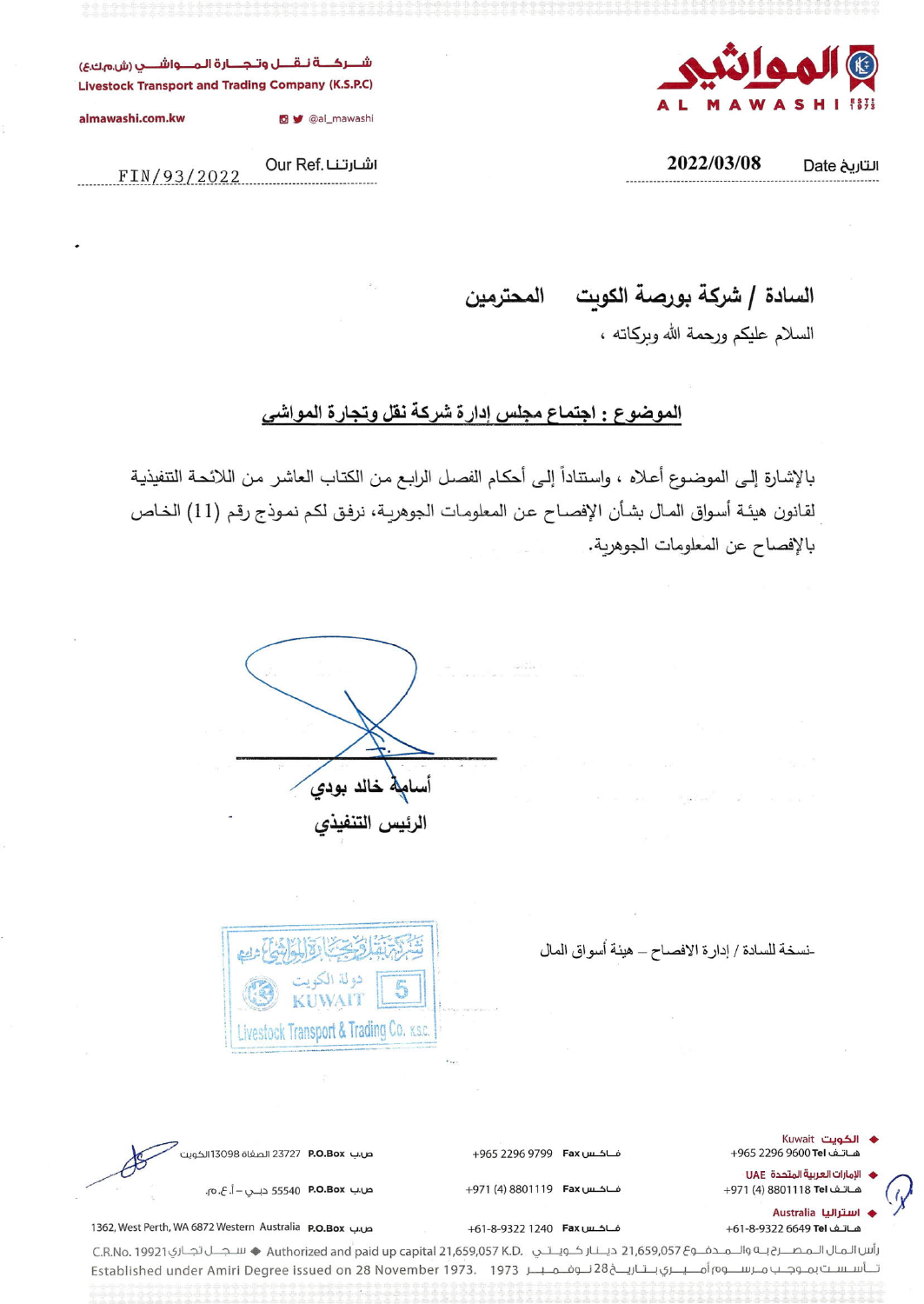شـركـة نـقـل وتـجـارة الـمـواشـي (ش.م.ك.ع)
Livestock Transport and Trading Company (K.S.P.C)

almawashi.com.kw @al_mawashi

المواشي
AL MAWASHI EST. 1973

Our Ref. اشارتنا FIN/93/2022

Date التاريخ 2022/03/08

**السادة / شركة بورصة الكويت المحترمين**

السلام عليكم ورحمة الله وبركاته ،

**الموضوع : اجتماع مجلس إدارة شركة نقل وتجارة المواشي**

بالإشارة إلى الموضوع أعلاه ، واستناداً إلى أحكام الفصل الرابع من الكتاب العاشر من اللائحة التنفيذية لقانون هيئة أسواق المال بشأن الإفصاح عن المعلومات الجوهرية، نرفق لكم نموذج رقم (11) الخاص بالإفصاح عن المعلومات الجوهرية.

**أسامة خالد بودي**

**الرئيس التنفيذي**

-نسخة للسادة / إدارة الافصاح – هيئة أسواق المال

شركة نقل وتجارة المواشي ش.م.ك.ع
دولة الكويت 5 KUWAIT
Livestock Transport & Trading Co. KSC

| | | |
|---|---|---|
| الكويت Kuwait هـاتـف Tel +965 2296 9600 | فـاكـس Fax +965 2296 9799 | ص.ب P.O.Box 23727 الصفاة 13098 الكويت |
| الإمارات العربية المتحدة UAE هـاتـف Tel +971 (4) 8801118 | فـاكـس Fax +971 (4) 8801119 | ص.ب P.O.Box 55540 دبي – أ.ع.م. |
| استراليا Australia هـاتـف Tel +61-8-9322 6649 | فـاكـس Fax +61-8-9322 1240 | ص.ب P.O.Box 1362, West Perth, WA 6872 Western Australia |

رأس المال المصرح به والمدفوع 21,659,057 دينار كويتي Authorized and paid up capital 21,659,057 K.D. ◆ سجل تجاري C.R.No. 19921

تأسست بموجب مرسوم أميري بتاريخ 28 نوفمبر 1973 Established under Amiri Degree issued on 28 November 1973.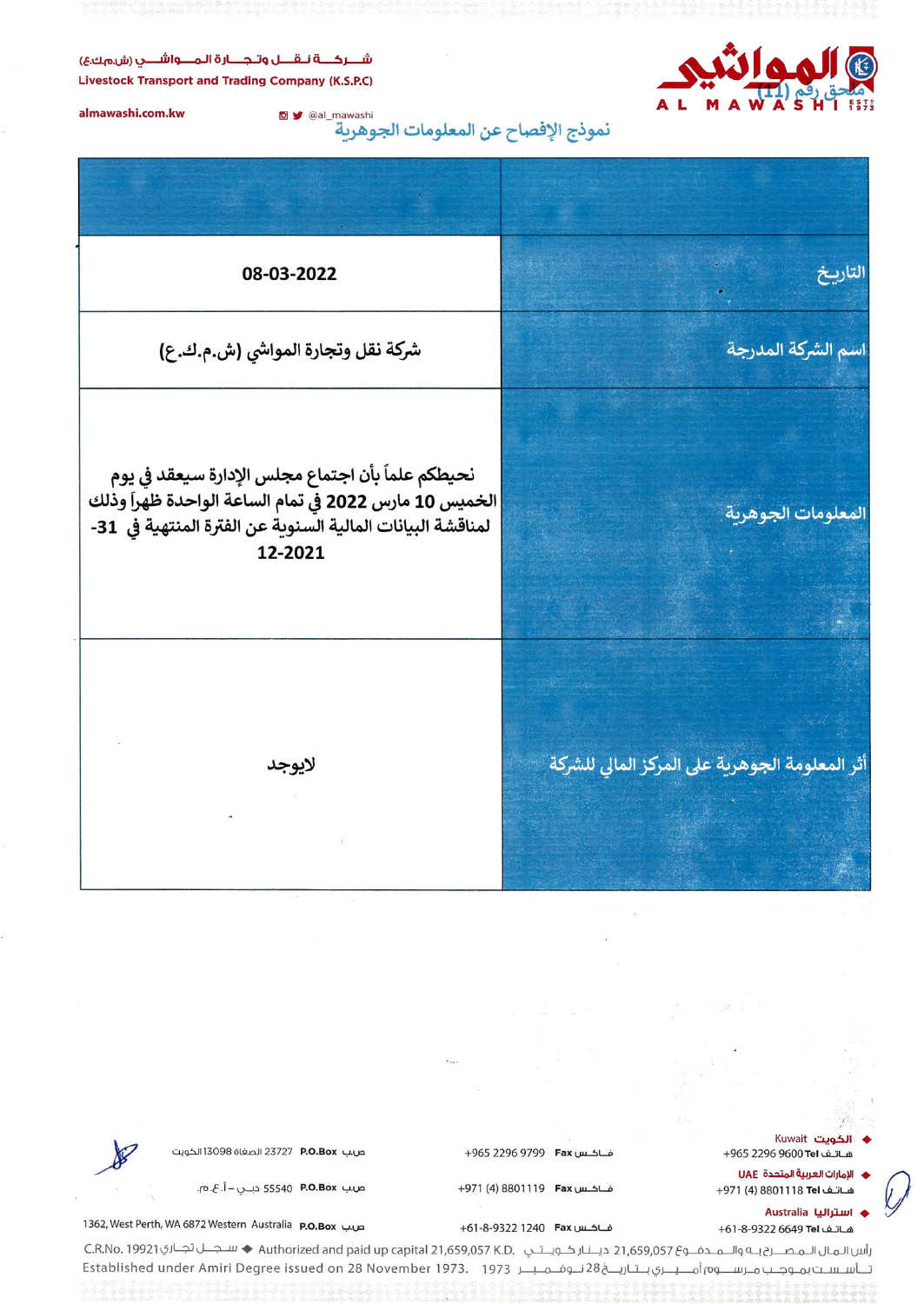شـــركـــة نـقـــل وتـجـــارة الـمـــواشـــي (ش.م.ك.ع)
Livestock Transport and Trading Company (K.S.P.C)

almawashi.com.kw

@al_mawashi

المواشي
AL MAWASHI
EST. 1973

ملحق رقم (11)

## نموذج الإفصاح عن المعلومات الجوهرية

| | |
|---|---|
| التاريخ | 08-03-2022 |
| اسم الشركة المدرجة | شركة نقل وتجارة المواشي (ش.م.ك.ع) |
| المعلومات الجوهرية | نحيطكم علماً بأن اجتماع مجلس الإدارة سيعقد في يوم الخميس 10 مارس 2022 في تمام الساعة الواحدة ظهراً وذلك لمناقشة البيانات المالية السنوية عن الفترة المنتهية في 31-12-2021 |
| أثر المعلومة الجوهرية على المركز المالي للشركة | لايوجد |

الكويت Kuwait
هاتف Tel +965 2296 9600
فاكس Fax +965 2296 9799
ص.ب P.O.Box 23727 الصفاة 13098 الكويت

الإمارات العربية المتحدة UAE
هاتف Tel +971 (4) 8801118
فاكس Fax +971 (4) 8801119
ص.ب P.O.Box 55540 دبي - إ.ع.م.

استراليا Australia
هاتف Tel +61-8-9322 6649
فاكس Fax +61-8-9322 1240
ص.ب P.O.Box 1362, West Perth, WA 6872 Western Australia

C.R.No. 19921 سجل تجاري ◆ Authorized and paid up capital 21,659,057 K.D. رأس المال المصرح به والمدفوع 21,659,057 دينار كويتي

Established under Amiri Degree issued on 28 November 1973. تأسست بموجب مرسوم أميري بتاريخ 28 نوفمبر 1973